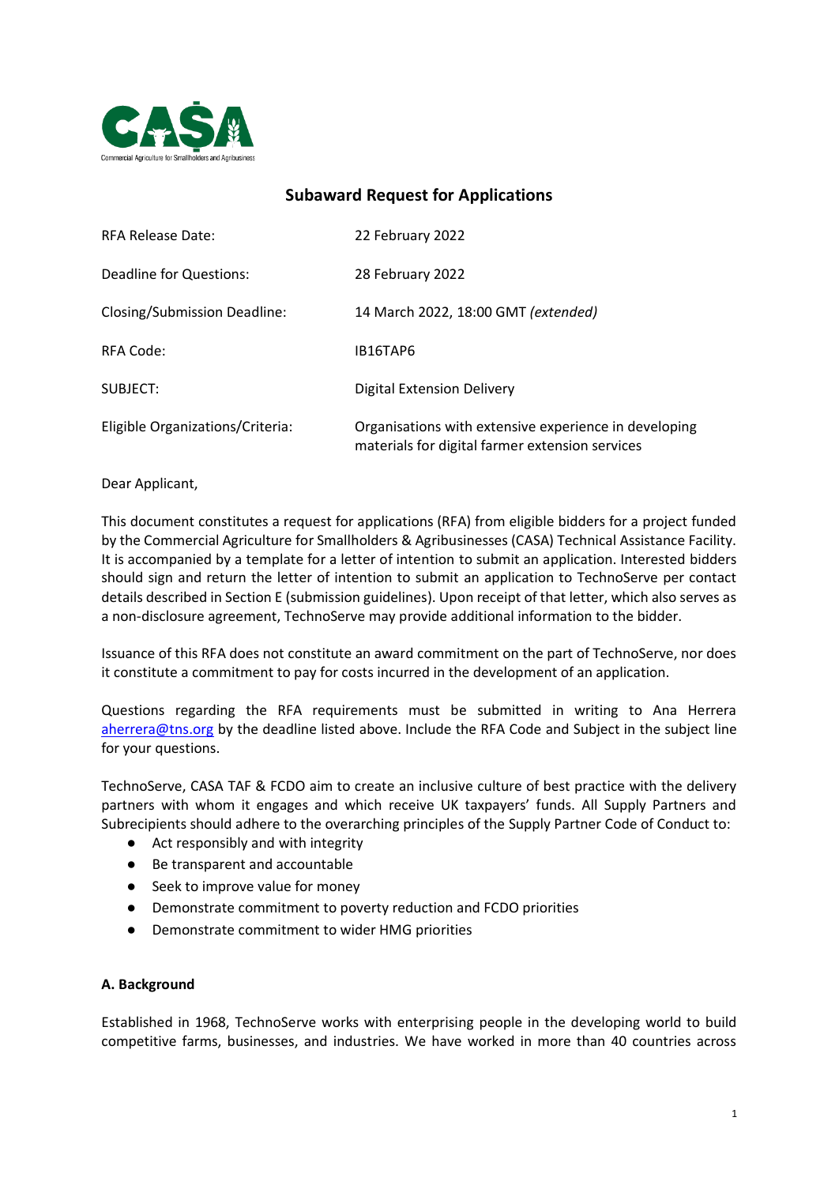CASA
Commercial Agriculture for Smallholders and Agribusiness

## Subaward Request for Applications

| | |
|---|---|
| RFA Release Date: | 22 February 2022 |
| Deadline for Questions: | 28 February 2022 |
| Closing/Submission Deadline: | 14 March 2022, 18:00 GMT *(extended)* |
| RFA Code: | IB16TAP6 |
| SUBJECT: | Digital Extension Delivery |
| Eligible Organizations/Criteria: | Organisations with extensive experience in developing materials for digital farmer extension services |

Dear Applicant,

This document constitutes a request for applications (RFA) from eligible bidders for a project funded by the Commercial Agriculture for Smallholders & Agribusinesses (CASA) Technical Assistance Facility. It is accompanied by a template for a letter of intention to submit an application. Interested bidders should sign and return the letter of intention to submit an application to TechnoServe per contact details described in Section E (submission guidelines). Upon receipt of that letter, which also serves as a non-disclosure agreement, TechnoServe may provide additional information to the bidder.

Issuance of this RFA does not constitute an award commitment on the part of TechnoServe, nor does it constitute a commitment to pay for costs incurred in the development of an application.

Questions regarding the RFA requirements must be submitted in writing to Ana Herrera aherrera@tns.org by the deadline listed above. Include the RFA Code and Subject in the subject line for your questions.

TechnoServe, CASA TAF & FCDO aim to create an inclusive culture of best practice with the delivery partners with whom it engages and which receive UK taxpayers' funds. All Supply Partners and Subrecipients should adhere to the overarching principles of the Supply Partner Code of Conduct to:

- Act responsibly and with integrity
- Be transparent and accountable
- Seek to improve value for money
- Demonstrate commitment to poverty reduction and FCDO priorities
- Demonstrate commitment to wider HMG priorities

**A. Background**

Established in 1968, TechnoServe works with enterprising people in the developing world to build competitive farms, businesses, and industries. We have worked in more than 40 countries across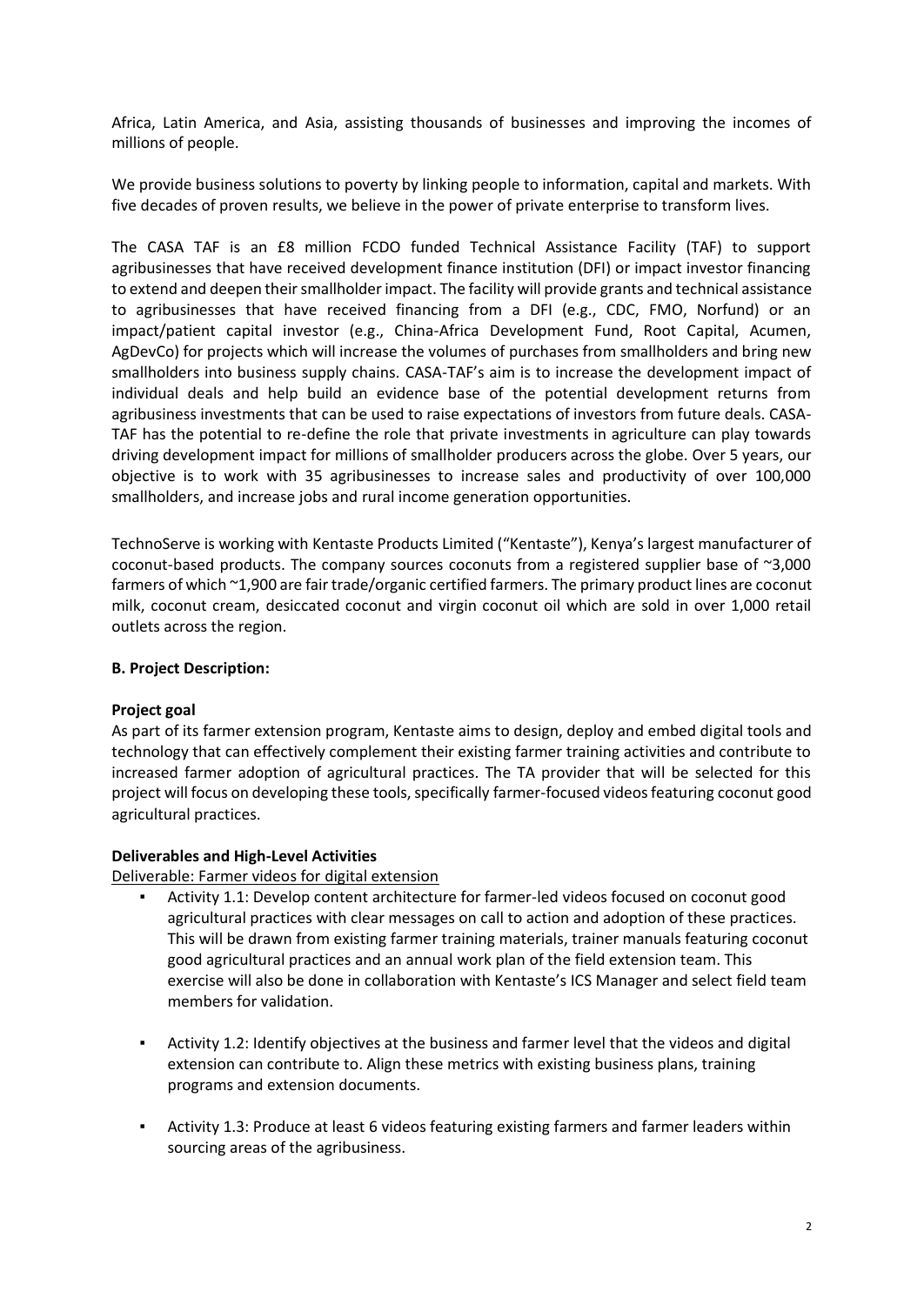Africa, Latin America, and Asia, assisting thousands of businesses and improving the incomes of millions of people.

We provide business solutions to poverty by linking people to information, capital and markets. With five decades of proven results, we believe in the power of private enterprise to transform lives.

The CASA TAF is an £8 million FCDO funded Technical Assistance Facility (TAF) to support agribusinesses that have received development finance institution (DFI) or impact investor financing to extend and deepen their smallholder impact. The facility will provide grants and technical assistance to agribusinesses that have received financing from a DFI (e.g., CDC, FMO, Norfund) or an impact/patient capital investor (e.g., China-Africa Development Fund, Root Capital, Acumen, AgDevCo) for projects which will increase the volumes of purchases from smallholders and bring new smallholders into business supply chains. CASA-TAF's aim is to increase the development impact of individual deals and help build an evidence base of the potential development returns from agribusiness investments that can be used to raise expectations of investors from future deals. CASA-TAF has the potential to re-define the role that private investments in agriculture can play towards driving development impact for millions of smallholder producers across the globe. Over 5 years, our objective is to work with 35 agribusinesses to increase sales and productivity of over 100,000 smallholders, and increase jobs and rural income generation opportunities.

TechnoServe is working with Kentaste Products Limited ("Kentaste"), Kenya's largest manufacturer of coconut-based products. The company sources coconuts from a registered supplier base of ~3,000 farmers of which ~1,900 are fair trade/organic certified farmers. The primary product lines are coconut milk, coconut cream, desiccated coconut and virgin coconut oil which are sold in over 1,000 retail outlets across the region.

## B. Project Description:

### Project goal

As part of its farmer extension program, Kentaste aims to design, deploy and embed digital tools and technology that can effectively complement their existing farmer training activities and contribute to increased farmer adoption of agricultural practices. The TA provider that will be selected for this project will focus on developing these tools, specifically farmer-focused videos featuring coconut good agricultural practices.

### Deliverables and High-Level Activities

Deliverable: Farmer videos for digital extension

- Activity 1.1: Develop content architecture for farmer-led videos focused on coconut good agricultural practices with clear messages on call to action and adoption of these practices. This will be drawn from existing farmer training materials, trainer manuals featuring coconut good agricultural practices and an annual work plan of the field extension team. This exercise will also be done in collaboration with Kentaste's ICS Manager and select field team members for validation.

- Activity 1.2: Identify objectives at the business and farmer level that the videos and digital extension can contribute to. Align these metrics with existing business plans, training programs and extension documents.

- Activity 1.3: Produce at least 6 videos featuring existing farmers and farmer leaders within sourcing areas of the agribusiness.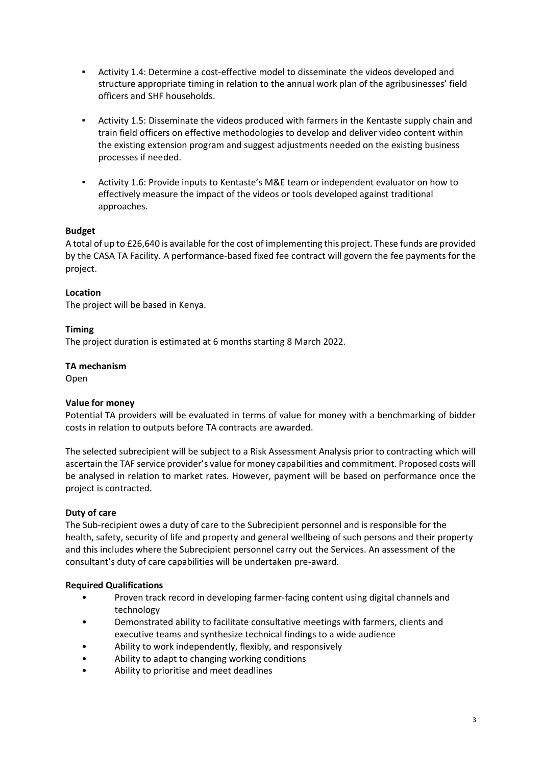- Activity 1.4: Determine a cost-effective model to disseminate the videos developed and structure appropriate timing in relation to the annual work plan of the agribusinesses' field officers and SHF households.

- Activity 1.5: Disseminate the videos produced with farmers in the Kentaste supply chain and train field officers on effective methodologies to develop and deliver video content within the existing extension program and suggest adjustments needed on the existing business processes if needed.

- Activity 1.6: Provide inputs to Kentaste's M&E team or independent evaluator on how to effectively measure the impact of the videos or tools developed against traditional approaches.

**Budget**

A total of up to £26,640 is available for the cost of implementing this project. These funds are provided by the CASA TA Facility. A performance-based fixed fee contract will govern the fee payments for the project.

**Location**

The project will be based in Kenya.

**Timing**

The project duration is estimated at 6 months starting 8 March 2022.

**TA mechanism**

Open

**Value for money**

Potential TA providers will be evaluated in terms of value for money with a benchmarking of bidder costs in relation to outputs before TA contracts are awarded.

The selected subrecipient will be subject to a Risk Assessment Analysis prior to contracting which will ascertain the TAF service provider's value for money capabilities and commitment. Proposed costs will be analysed in relation to market rates. However, payment will be based on performance once the project is contracted.

**Duty of care**

The Sub-recipient owes a duty of care to the Subrecipient personnel and is responsible for the health, safety, security of life and property and general wellbeing of such persons and their property and this includes where the Subrecipient personnel carry out the Services. An assessment of the consultant's duty of care capabilities will be undertaken pre-award.

**Required Qualifications**

- Proven track record in developing farmer-facing content using digital channels and technology
- Demonstrated ability to facilitate consultative meetings with farmers, clients and executive teams and synthesize technical findings to a wide audience
- Ability to work independently, flexibly, and responsively
- Ability to adapt to changing working conditions
- Ability to prioritise and meet deadlines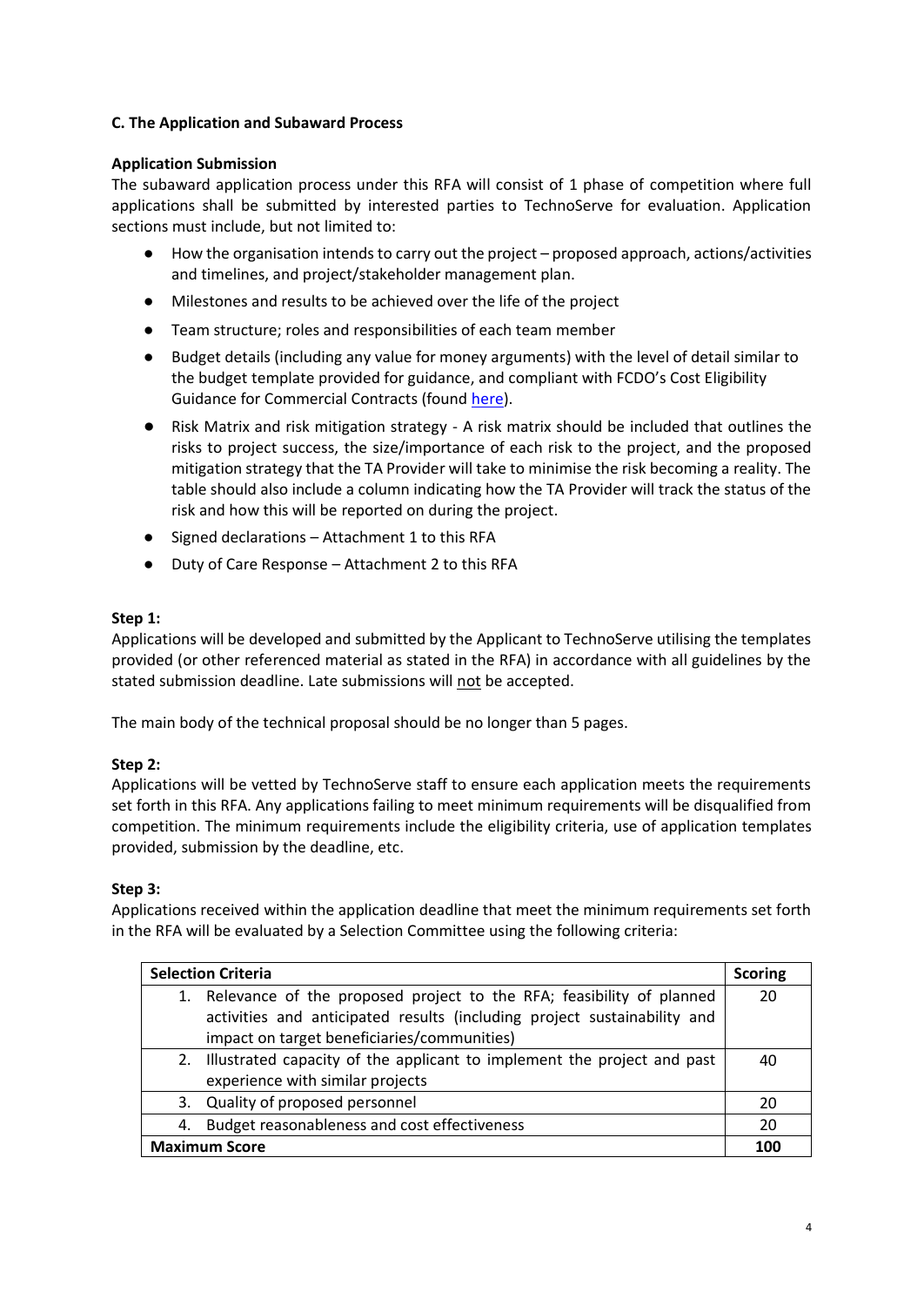**C. The Application and Subaward Process**

**Application Submission**

The subaward application process under this RFA will consist of 1 phase of competition where full applications shall be submitted by interested parties to TechnoServe for evaluation. Application sections must include, but not limited to:

- How the organisation intends to carry out the project – proposed approach, actions/activities and timelines, and project/stakeholder management plan.
- Milestones and results to be achieved over the life of the project
- Team structure; roles and responsibilities of each team member
- Budget details (including any value for money arguments) with the level of detail similar to the budget template provided for guidance, and compliant with FCDO's Cost Eligibility Guidance for Commercial Contracts (found here).
- Risk Matrix and risk mitigation strategy - A risk matrix should be included that outlines the risks to project success, the size/importance of each risk to the project, and the proposed mitigation strategy that the TA Provider will take to minimise the risk becoming a reality. The table should also include a column indicating how the TA Provider will track the status of the risk and how this will be reported on during the project.
- Signed declarations – Attachment 1 to this RFA
- Duty of Care Response – Attachment 2 to this RFA

**Step 1:**

Applications will be developed and submitted by the Applicant to TechnoServe utilising the templates provided (or other referenced material as stated in the RFA) in accordance with all guidelines by the stated submission deadline. Late submissions will not be accepted.

The main body of the technical proposal should be no longer than 5 pages.

**Step 2:**

Applications will be vetted by TechnoServe staff to ensure each application meets the requirements set forth in this RFA. Any applications failing to meet minimum requirements will be disqualified from competition. The minimum requirements include the eligibility criteria, use of application templates provided, submission by the deadline, etc.

**Step 3:**

Applications received within the application deadline that meet the minimum requirements set forth in the RFA will be evaluated by a Selection Committee using the following criteria:

| Selection Criteria | Scoring |
|---|---|
| 1. Relevance of the proposed project to the RFA; feasibility of planned activities and anticipated results (including project sustainability and impact on target beneficiaries/communities) | 20 |
| 2. Illustrated capacity of the applicant to implement the project and past experience with similar projects | 40 |
| 3. Quality of proposed personnel | 20 |
| 4. Budget reasonableness and cost effectiveness | 20 |
| **Maximum Score** | **100** |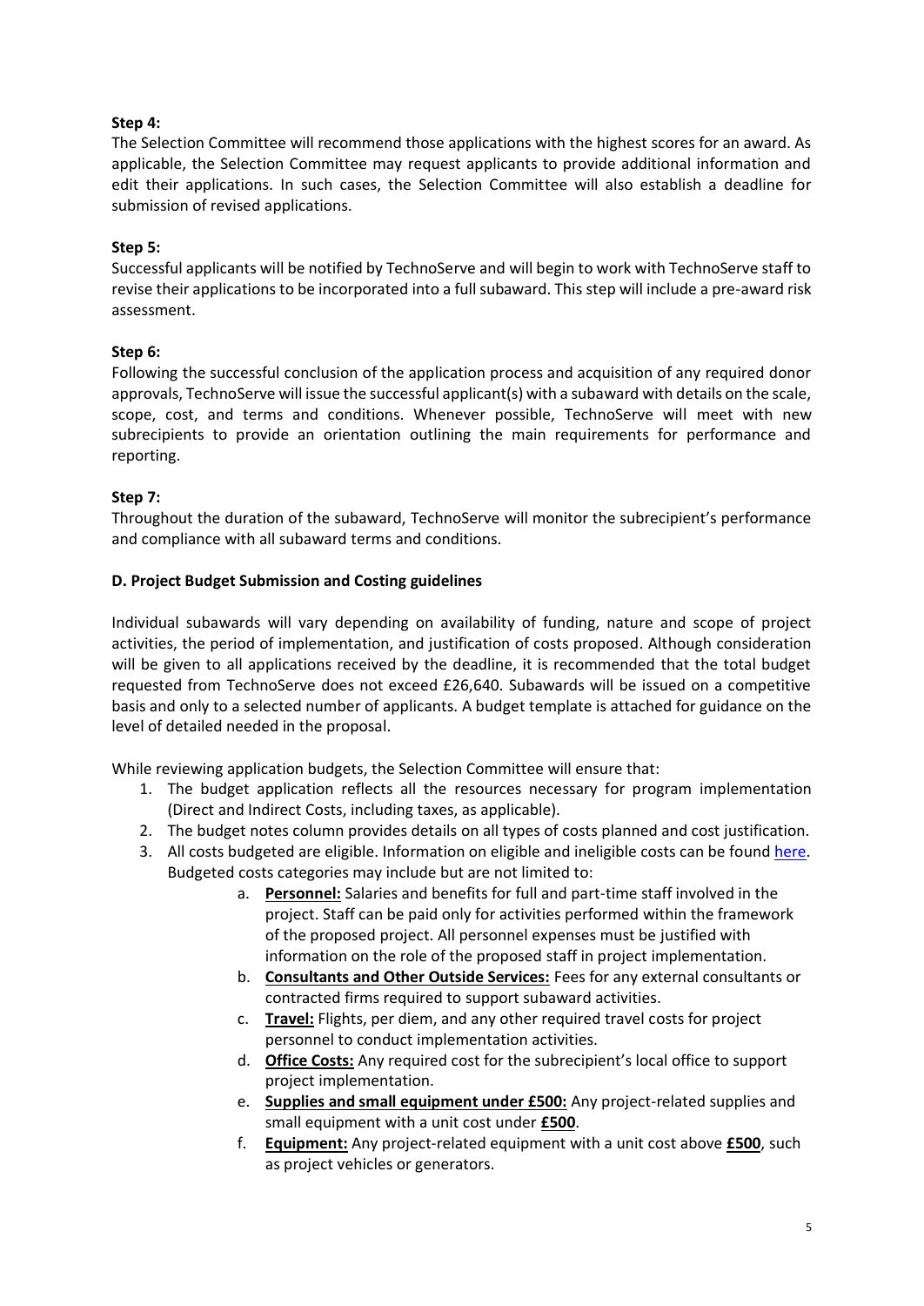**Step 4:**
The Selection Committee will recommend those applications with the highest scores for an award. As applicable, the Selection Committee may request applicants to provide additional information and edit their applications. In such cases, the Selection Committee will also establish a deadline for submission of revised applications.

**Step 5:**
Successful applicants will be notified by TechnoServe and will begin to work with TechnoServe staff to revise their applications to be incorporated into a full subaward. This step will include a pre-award risk assessment.

**Step 6:**
Following the successful conclusion of the application process and acquisition of any required donor approvals, TechnoServe will issue the successful applicant(s) with a subaward with details on the scale, scope, cost, and terms and conditions. Whenever possible, TechnoServe will meet with new subrecipients to provide an orientation outlining the main requirements for performance and reporting.

**Step 7:**
Throughout the duration of the subaward, TechnoServe will monitor the subrecipient's performance and compliance with all subaward terms and conditions.

### D. Project Budget Submission and Costing guidelines

Individual subawards will vary depending on availability of funding, nature and scope of project activities, the period of implementation, and justification of costs proposed. Although consideration will be given to all applications received by the deadline, it is recommended that the total budget requested from TechnoServe does not exceed £26,640. Subawards will be issued on a competitive basis and only to a selected number of applicants. A budget template is attached for guidance on the level of detailed needed in the proposal.

While reviewing application budgets, the Selection Committee will ensure that:

1. The budget application reflects all the resources necessary for program implementation (Direct and Indirect Costs, including taxes, as applicable).
2. The budget notes column provides details on all types of costs planned and cost justification.
3. All costs budgeted are eligible. Information on eligible and ineligible costs can be found here. Budgeted costs categories may include but are not limited to:
    a. **Personnel:** Salaries and benefits for full and part-time staff involved in the project. Staff can be paid only for activities performed within the framework of the proposed project. All personnel expenses must be justified with information on the role of the proposed staff in project implementation.
    b. **Consultants and Other Outside Services:** Fees for any external consultants or contracted firms required to support subaward activities.
    c. **Travel:** Flights, per diem, and any other required travel costs for project personnel to conduct implementation activities.
    d. **Office Costs:** Any required cost for the subrecipient's local office to support project implementation.
    e. **Supplies and small equipment under £500:** Any project-related supplies and small equipment with a unit cost under **£500**.
    f. **Equipment:** Any project-related equipment with a unit cost above **£500**, such as project vehicles or generators.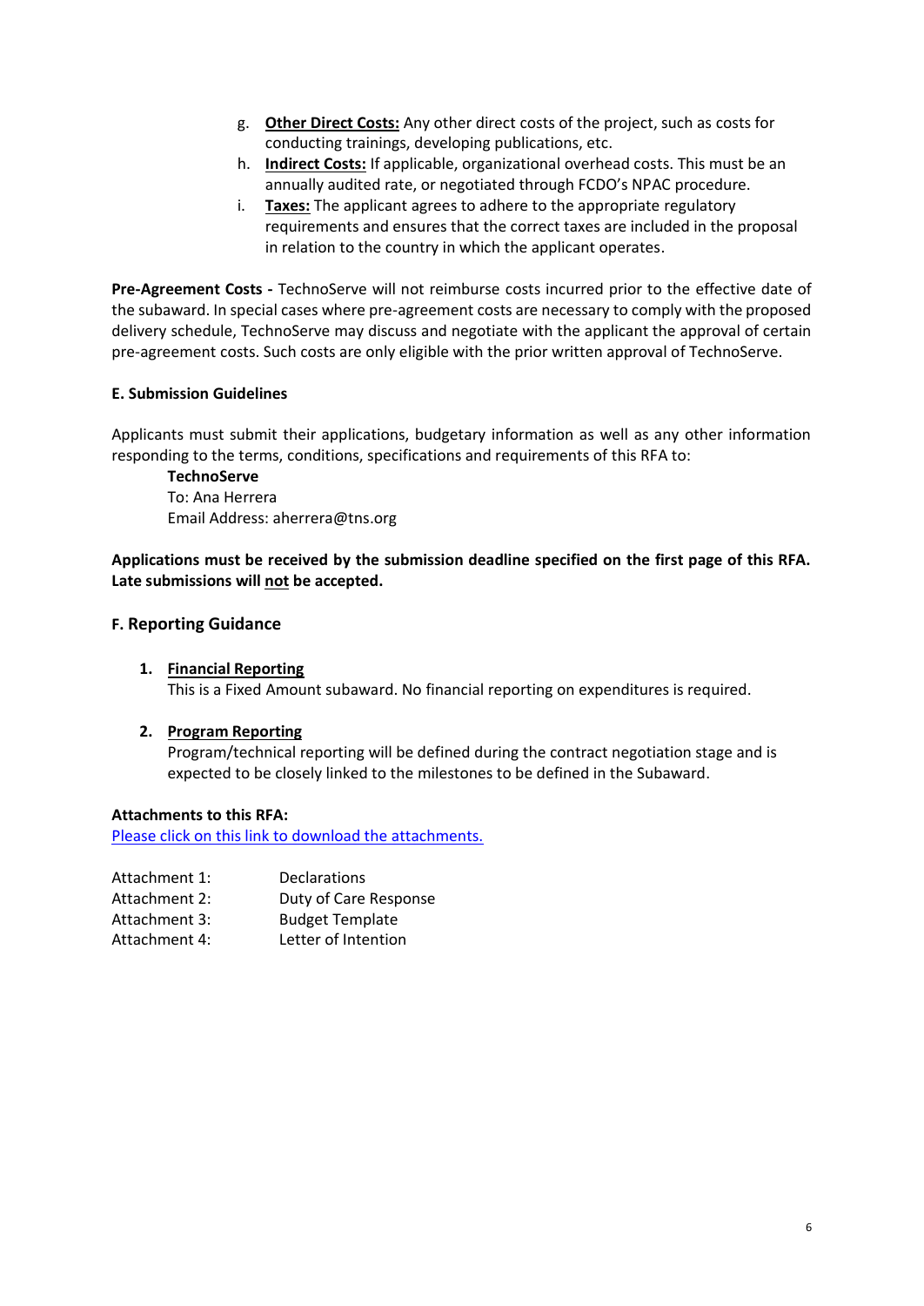g. **Other Direct Costs:** Any other direct costs of the project, such as costs for conducting trainings, developing publications, etc.
h. **Indirect Costs:** If applicable, organizational overhead costs. This must be an annually audited rate, or negotiated through FCDO's NPAC procedure.
i. **Taxes:** The applicant agrees to adhere to the appropriate regulatory requirements and ensures that the correct taxes are included in the proposal in relation to the country in which the applicant operates.

**Pre-Agreement Costs -** TechnoServe will not reimburse costs incurred prior to the effective date of the subaward. In special cases where pre-agreement costs are necessary to comply with the proposed delivery schedule, TechnoServe may discuss and negotiate with the applicant the approval of certain pre-agreement costs. Such costs are only eligible with the prior written approval of TechnoServe.

### E. Submission Guidelines

Applicants must submit their applications, budgetary information as well as any other information responding to the terms, conditions, specifications and requirements of this RFA to:

**TechnoServe**
To: Ana Herrera
Email Address: aherrera@tns.org

**Applications must be received by the submission deadline specified on the first page of this RFA. Late submissions will not be accepted.**

### F. Reporting Guidance

1. **Financial Reporting**
   This is a Fixed Amount subaward. No financial reporting on expenditures is required.

2. **Program Reporting**
   Program/technical reporting will be defined during the contract negotiation stage and is expected to be closely linked to the milestones to be defined in the Subaward.

**Attachments to this RFA:**
[Please click on this link to download the attachments.]

Attachment 1: Declarations
Attachment 2: Duty of Care Response
Attachment 3: Budget Template
Attachment 4: Letter of Intention